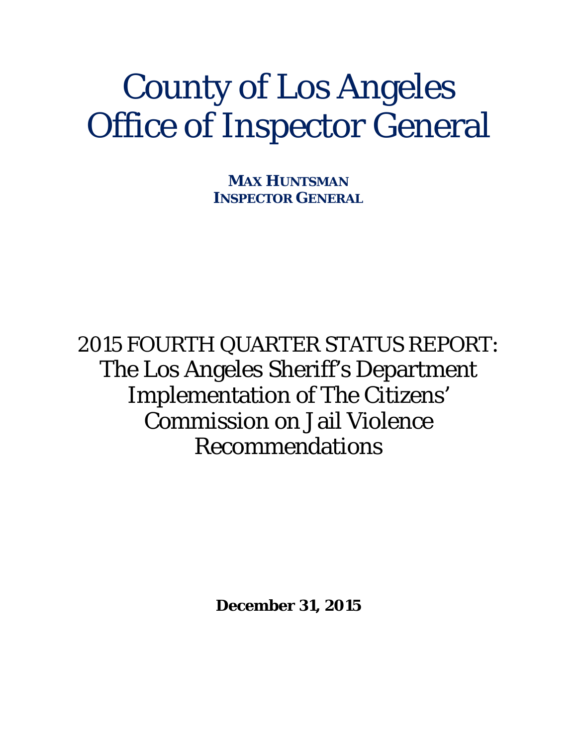# County of Los Angeles Office of Inspector General

**MAX HUNTSMAN**
**INSPECTOR GENERAL**

## 2015 FOURTH QUARTER STATUS REPORT: The Los Angeles Sheriff's Department Implementation of The Citizens' Commission on Jail Violence Recommendations

**December 31, 2015**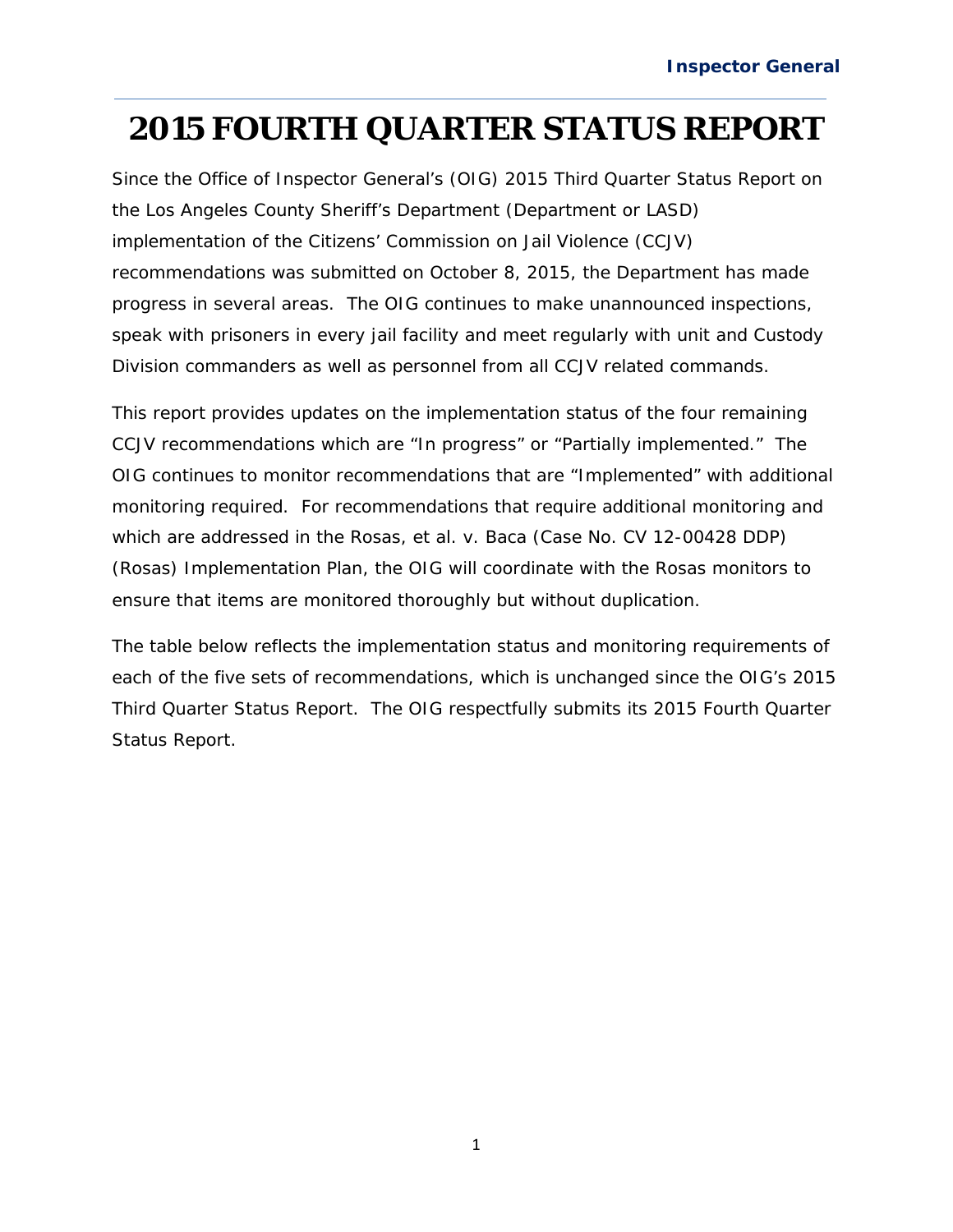# 2015 FOURTH QUARTER STATUS REPORT

Since the Office of Inspector General's (OIG) 2015 Third Quarter Status Report on the Los Angeles County Sheriff's Department (Department or LASD) implementation of the Citizens' Commission on Jail Violence (CCJV) recommendations was submitted on October 8, 2015, the Department has made progress in several areas. The OIG continues to make unannounced inspections, speak with prisoners in every jail facility and meet regularly with unit and Custody Division commanders as well as personnel from all CCJV related commands.

This report provides updates on the implementation status of the four remaining CCJV recommendations which are "In progress" or "Partially implemented." The OIG continues to monitor recommendations that are "Implemented" with additional monitoring required. For recommendations that require additional monitoring and which are addressed in the Rosas, et al. v. Baca (Case No. CV 12-00428 DDP) (Rosas) Implementation Plan, the OIG will coordinate with the Rosas monitors to ensure that items are monitored thoroughly but without duplication.

The table below reflects the implementation status and monitoring requirements of each of the five sets of recommendations, which is unchanged since the OIG's 2015 Third Quarter Status Report. The OIG respectfully submits its 2015 Fourth Quarter Status Report.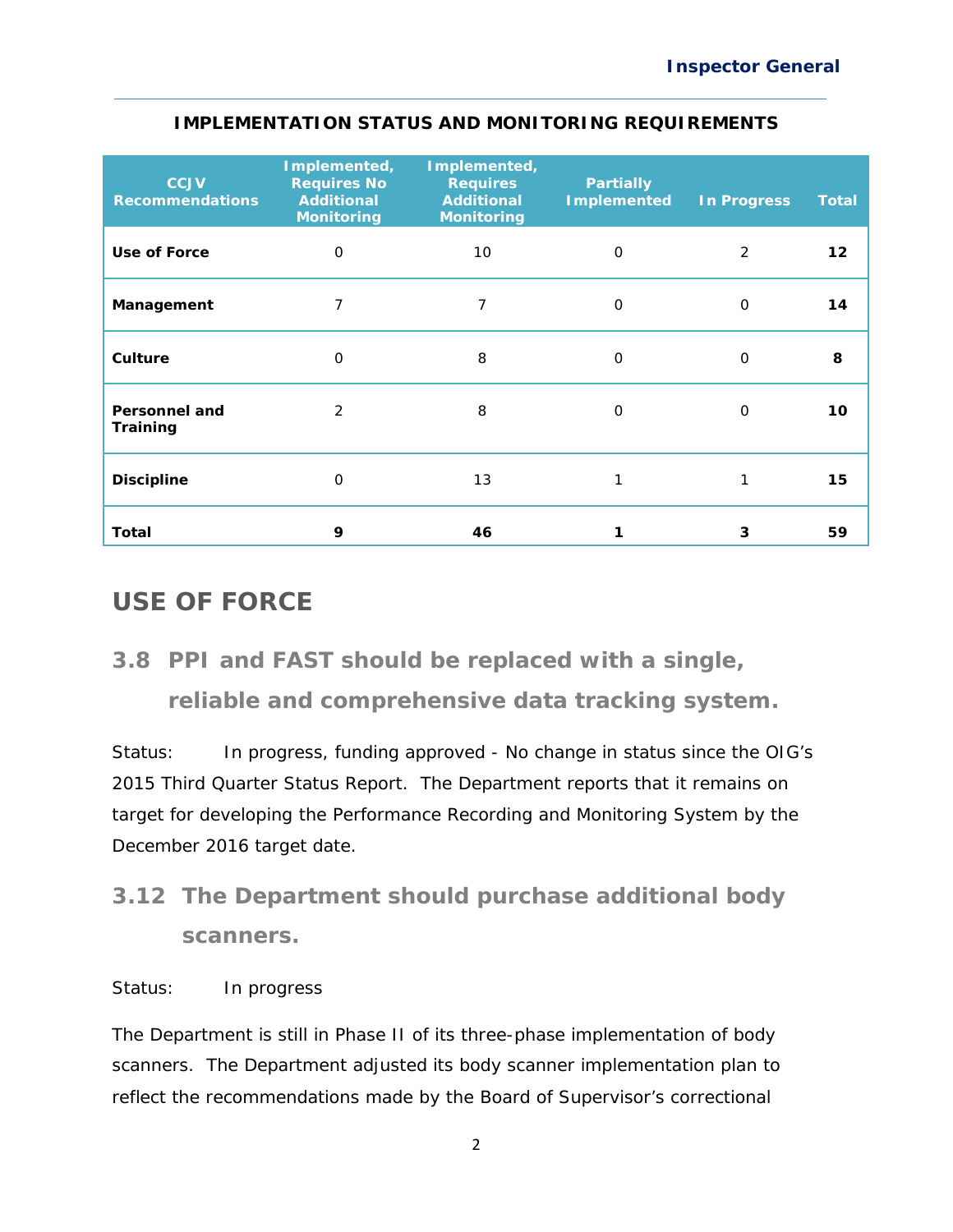**IMPLEMENTATION STATUS AND MONITORING REQUIREMENTS**

| CCJV Recommendations | Implemented, Requires No Additional Monitoring | Implemented, Requires Additional Monitoring | Partially Implemented | In Progress | Total |
|---|---|---|---|---|---|
| **Use of Force** | 0 | 10 | 0 | 2 | **12** |
| **Management** | 7 | 7 | 0 | 0 | **14** |
| **Culture** | 0 | 8 | 0 | 0 | **8** |
| **Personnel and Training** | 2 | 8 | 0 | 0 | **10** |
| **Discipline** | 0 | 13 | 1 | 1 | **15** |
| **Total** | **9** | **46** | **1** | **3** | **59** |

## USE OF FORCE

### 3.8 PPI and FAST should be replaced with a single, reliable and comprehensive data tracking system.

Status: In progress, funding approved - No change in status since the OIG's 2015 Third Quarter Status Report. The Department reports that it remains on target for developing the Performance Recording and Monitoring System by the December 2016 target date.

### 3.12 The Department should purchase additional body scanners.

Status: In progress

The Department is still in Phase II of its three-phase implementation of body scanners. The Department adjusted its body scanner implementation plan to reflect the recommendations made by the Board of Supervisor's correctional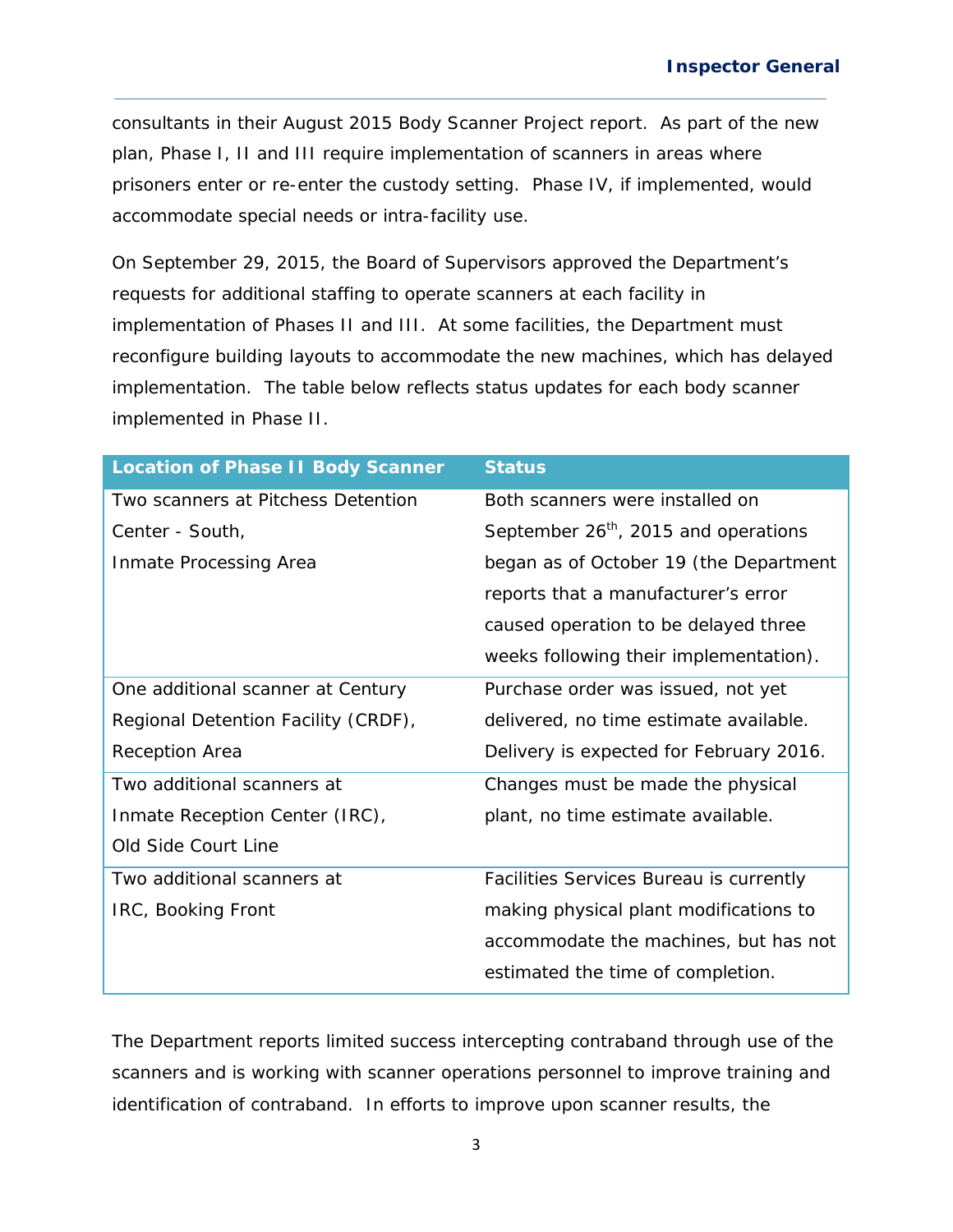consultants in their August 2015 Body Scanner Project report. As part of the new plan, Phase I, II and III require implementation of scanners in areas where prisoners enter or re-enter the custody setting. Phase IV, if implemented, would accommodate special needs or intra-facility use.

On September 29, 2015, the Board of Supervisors approved the Department's requests for additional staffing to operate scanners at each facility in implementation of Phases II and III. At some facilities, the Department must reconfigure building layouts to accommodate the new machines, which has delayed implementation. The table below reflects status updates for each body scanner implemented in Phase II.

| Location of Phase II Body Scanner | Status |
|---|---|
| Two scanners at Pitchess Detention Center - South, Inmate Processing Area | Both scanners were installed on September 26th, 2015 and operations began as of October 19 (the Department reports that a manufacturer's error caused operation to be delayed three weeks following their implementation). |
| One additional scanner at Century Regional Detention Facility (CRDF), Reception Area | Purchase order was issued, not yet delivered, no time estimate available. Delivery is expected for February 2016. |
| Two additional scanners at Inmate Reception Center (IRC), Old Side Court Line | Changes must be made the physical plant, no time estimate available. |
| Two additional scanners at IRC, Booking Front | Facilities Services Bureau is currently making physical plant modifications to accommodate the machines, but has not estimated the time of completion. |

The Department reports limited success intercepting contraband through use of the scanners and is working with scanner operations personnel to improve training and identification of contraband. In efforts to improve upon scanner results, the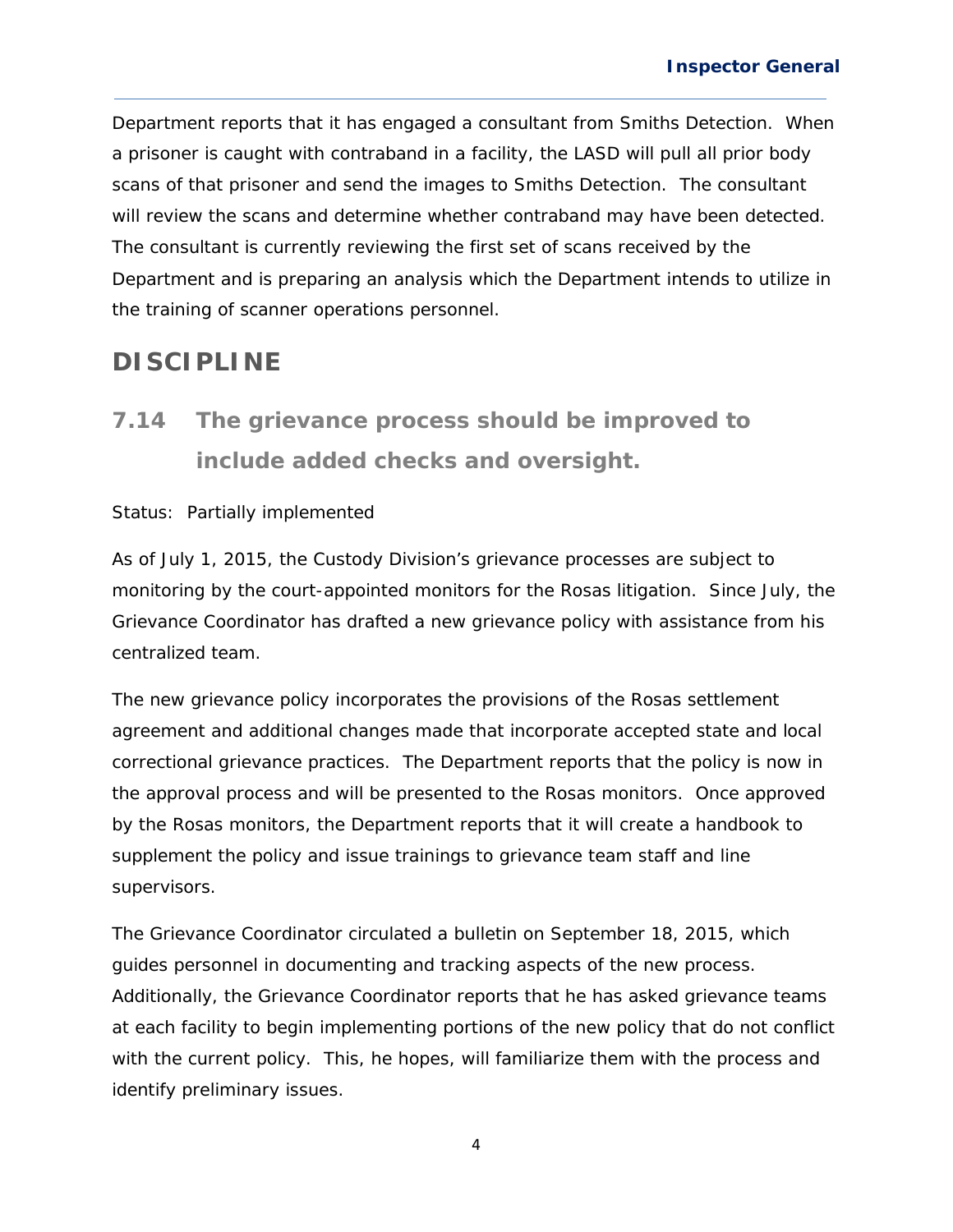Department reports that it has engaged a consultant from Smiths Detection. When a prisoner is caught with contraband in a facility, the LASD will pull all prior body scans of that prisoner and send the images to Smiths Detection. The consultant will review the scans and determine whether contraband may have been detected. The consultant is currently reviewing the first set of scans received by the Department and is preparing an analysis which the Department intends to utilize in the training of scanner operations personnel.

## DISCIPLINE

### 7.14 The grievance process should be improved to include added checks and oversight.

Status: Partially implemented

As of July 1, 2015, the Custody Division's grievance processes are subject to monitoring by the court-appointed monitors for the Rosas litigation. Since July, the Grievance Coordinator has drafted a new grievance policy with assistance from his centralized team.

The new grievance policy incorporates the provisions of the Rosas settlement agreement and additional changes made that incorporate accepted state and local correctional grievance practices. The Department reports that the policy is now in the approval process and will be presented to the Rosas monitors. Once approved by the Rosas monitors, the Department reports that it will create a handbook to supplement the policy and issue trainings to grievance team staff and line supervisors.

The Grievance Coordinator circulated a bulletin on September 18, 2015, which guides personnel in documenting and tracking aspects of the new process. Additionally, the Grievance Coordinator reports that he has asked grievance teams at each facility to begin implementing portions of the new policy that do not conflict with the current policy. This, he hopes, will familiarize them with the process and identify preliminary issues.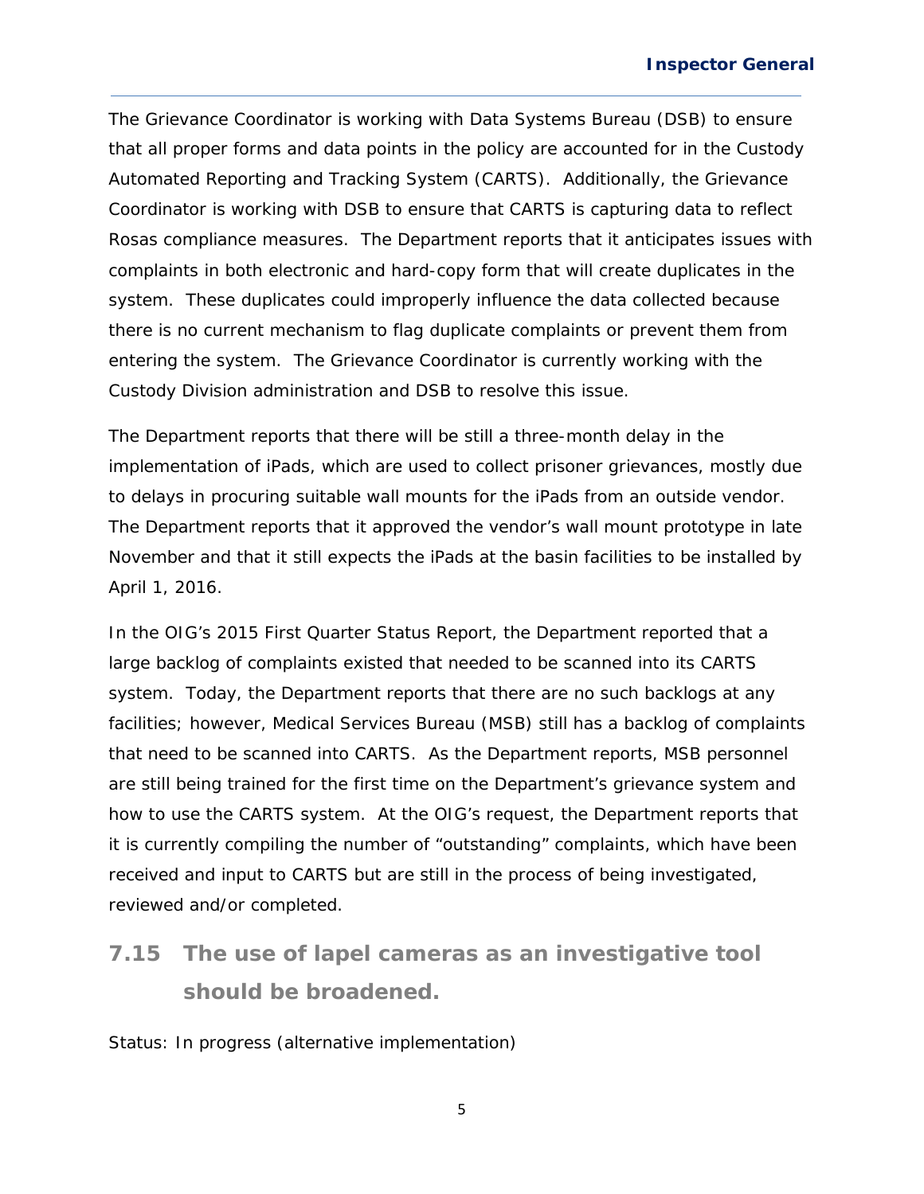The Grievance Coordinator is working with Data Systems Bureau (DSB) to ensure that all proper forms and data points in the policy are accounted for in the Custody Automated Reporting and Tracking System (CARTS). Additionally, the Grievance Coordinator is working with DSB to ensure that CARTS is capturing data to reflect Rosas compliance measures. The Department reports that it anticipates issues with complaints in both electronic and hard-copy form that will create duplicates in the system. These duplicates could improperly influence the data collected because there is no current mechanism to flag duplicate complaints or prevent them from entering the system. The Grievance Coordinator is currently working with the Custody Division administration and DSB to resolve this issue.

The Department reports that there will be still a three-month delay in the implementation of iPads, which are used to collect prisoner grievances, mostly due to delays in procuring suitable wall mounts for the iPads from an outside vendor. The Department reports that it approved the vendor's wall mount prototype in late November and that it still expects the iPads at the basin facilities to be installed by April 1, 2016.

In the OIG's 2015 First Quarter Status Report, the Department reported that a large backlog of complaints existed that needed to be scanned into its CARTS system. Today, the Department reports that there are no such backlogs at any facilities; however, Medical Services Bureau (MSB) still has a backlog of complaints that need to be scanned into CARTS. As the Department reports, MSB personnel are still being trained for the first time on the Department's grievance system and how to use the CARTS system. At the OIG's request, the Department reports that it is currently compiling the number of "outstanding" complaints, which have been received and input to CARTS but are still in the process of being investigated, reviewed and/or completed.

## 7.15 The use of lapel cameras as an investigative tool should be broadened.

Status: In progress (alternative implementation)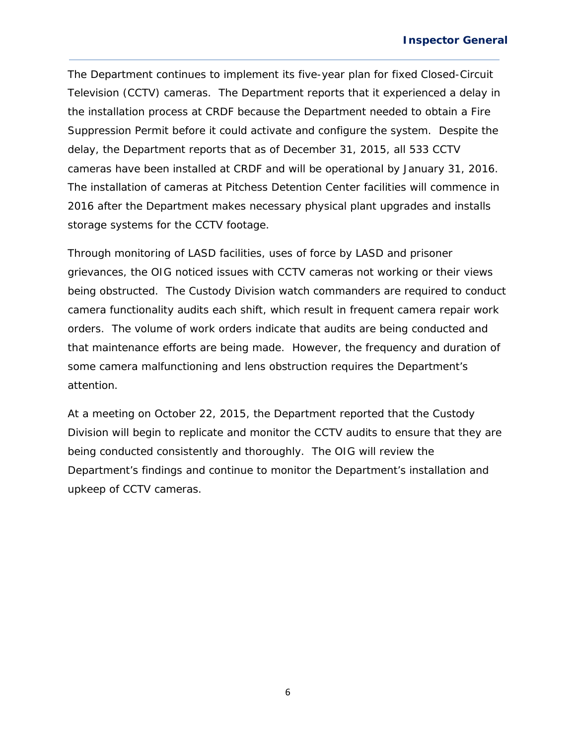The Department continues to implement its five-year plan for fixed Closed-Circuit Television (CCTV) cameras. The Department reports that it experienced a delay in the installation process at CRDF because the Department needed to obtain a Fire Suppression Permit before it could activate and configure the system. Despite the delay, the Department reports that as of December 31, 2015, all 533 CCTV cameras have been installed at CRDF and will be operational by January 31, 2016. The installation of cameras at Pitchess Detention Center facilities will commence in 2016 after the Department makes necessary physical plant upgrades and installs storage systems for the CCTV footage.

Through monitoring of LASD facilities, uses of force by LASD and prisoner grievances, the OIG noticed issues with CCTV cameras not working or their views being obstructed. The Custody Division watch commanders are required to conduct camera functionality audits each shift, which result in frequent camera repair work orders. The volume of work orders indicate that audits are being conducted and that maintenance efforts are being made. However, the frequency and duration of some camera malfunctioning and lens obstruction requires the Department's attention.

At a meeting on October 22, 2015, the Department reported that the Custody Division will begin to replicate and monitor the CCTV audits to ensure that they are being conducted consistently and thoroughly. The OIG will review the Department's findings and continue to monitor the Department's installation and upkeep of CCTV cameras.